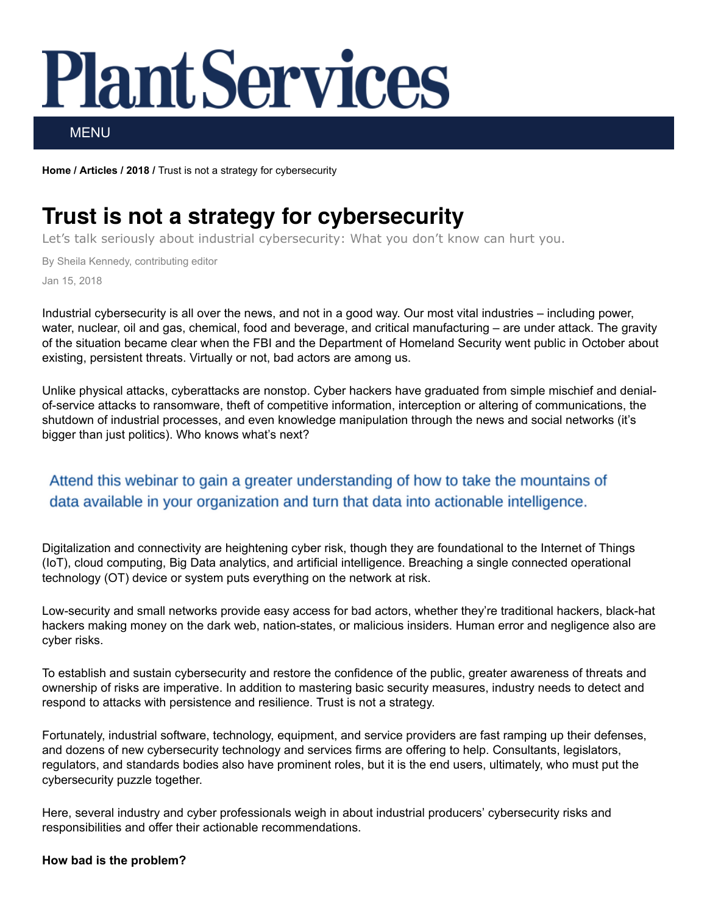# Plant Services

MENU

**Home / Articles / 2018 /** Trust is not a strategy for cybersecurity

# Trust is not a strategy for cybersecurity

Let's talk seriously about industrial cybersecurity: What you don't know can hurt you.

By Sheila Kennedy, contributing editor

Jan 15, 2018

Industrial cybersecurity is all over the news, and not in a good way. Our most vital industries – including power, water, nuclear, oil and gas, chemical, food and beverage, and critical manufacturing – are under attack. The gravity of the situation became clear when the FBI and the Department of Homeland Security went public in October about existing, persistent threats. Virtually or not, bad actors are among us.

Unlike physical attacks, cyberattacks are nonstop. Cyber hackers have graduated from simple mischief and denial-of-service attacks to ransomware, theft of competitive information, interception or altering of communications, the shutdown of industrial processes, and even knowledge manipulation through the news and social networks (it's bigger than just politics). Who knows what's next?

Attend this webinar to gain a greater understanding of how to take the mountains of data available in your organization and turn that data into actionable intelligence.

Digitalization and connectivity are heightening cyber risk, though they are foundational to the Internet of Things (IoT), cloud computing, Big Data analytics, and artificial intelligence. Breaching a single connected operational technology (OT) device or system puts everything on the network at risk.

Low-security and small networks provide easy access for bad actors, whether they're traditional hackers, black-hat hackers making money on the dark web, nation-states, or malicious insiders. Human error and negligence also are cyber risks.

To establish and sustain cybersecurity and restore the confidence of the public, greater awareness of threats and ownership of risks are imperative. In addition to mastering basic security measures, industry needs to detect and respond to attacks with persistence and resilience. Trust is not a strategy.

Fortunately, industrial software, technology, equipment, and service providers are fast ramping up their defenses, and dozens of new cybersecurity technology and services firms are offering to help. Consultants, legislators, regulators, and standards bodies also have prominent roles, but it is the end users, ultimately, who must put the cybersecurity puzzle together.

Here, several industry and cyber professionals weigh in about industrial producers' cybersecurity risks and responsibilities and offer their actionable recommendations.

**How bad is the problem?**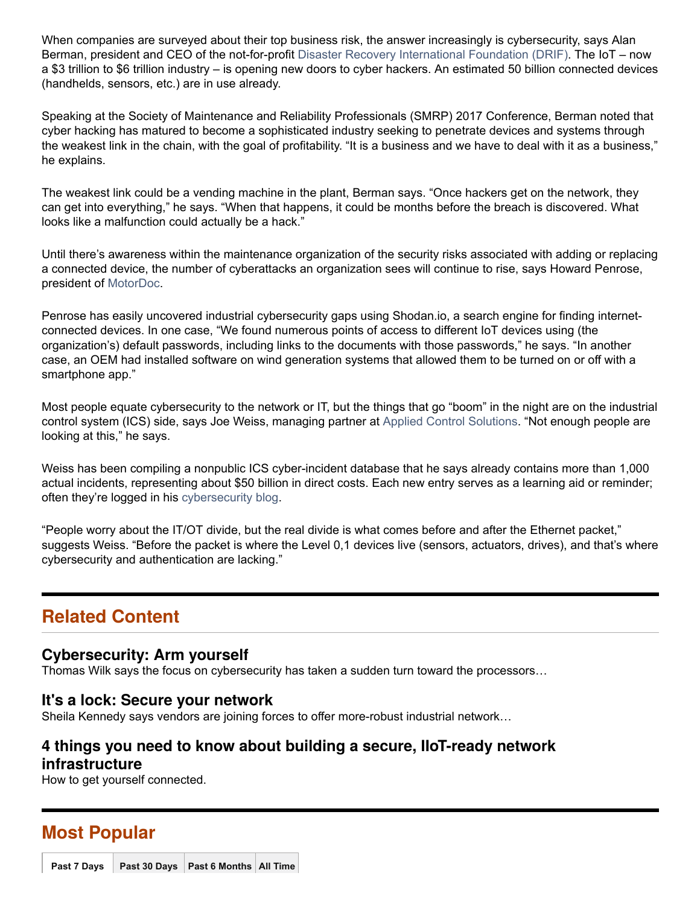When companies are surveyed about their top business risk, the answer increasingly is cybersecurity, says Alan Berman, president and CEO of the not-for-profit Disaster Recovery International Foundation (DRIF). The IoT – now a $3 trillion to $6 trillion industry – is opening new doors to cyber hackers. An estimated 50 billion connected devices (handhelds, sensors, etc.) are in use already.

Speaking at the Society of Maintenance and Reliability Professionals (SMRP) 2017 Conference, Berman noted that cyber hacking has matured to become a sophisticated industry seeking to penetrate devices and systems through the weakest link in the chain, with the goal of profitability. "It is a business and we have to deal with it as a business," he explains.

The weakest link could be a vending machine in the plant, Berman says. "Once hackers get on the network, they can get into everything," he says. "When that happens, it could be months before the breach is discovered. What looks like a malfunction could actually be a hack."

Until there's awareness within the maintenance organization of the security risks associated with adding or replacing a connected device, the number of cyberattacks an organization sees will continue to rise, says Howard Penrose, president of MotorDoc.

Penrose has easily uncovered industrial cybersecurity gaps using Shodan.io, a search engine for finding internet-connected devices. In one case, "We found numerous points of access to different IoT devices using (the organization's) default passwords, including links to the documents with those passwords," he says. "In another case, an OEM had installed software on wind generation systems that allowed them to be turned on or off with a smartphone app."

Most people equate cybersecurity to the network or IT, but the things that go "boom" in the night are on the industrial control system (ICS) side, says Joe Weiss, managing partner at Applied Control Solutions. "Not enough people are looking at this," he says.

Weiss has been compiling a nonpublic ICS cyber-incident database that he says already contains more than 1,000 actual incidents, representing about $50 billion in direct costs. Each new entry serves as a learning aid or reminder; often they're logged in his cybersecurity blog.

"People worry about the IT/OT divide, but the real divide is what comes before and after the Ethernet packet," suggests Weiss. "Before the packet is where the Level 0,1 devices live (sensors, actuators, drives), and that's where cybersecurity and authentication are lacking."

## Related Content

### Cybersecurity: Arm yourself

Thomas Wilk says the focus on cybersecurity has taken a sudden turn toward the processors…

### It's a lock: Secure your network

Sheila Kennedy says vendors are joining forces to offer more-robust industrial network…

### 4 things you need to know about building a secure, IIoT-ready network infrastructure

How to get yourself connected.

## Most Popular

| Past 7 Days | Past 30 Days | Past 6 Months | All Time |
| --- | --- | --- | --- |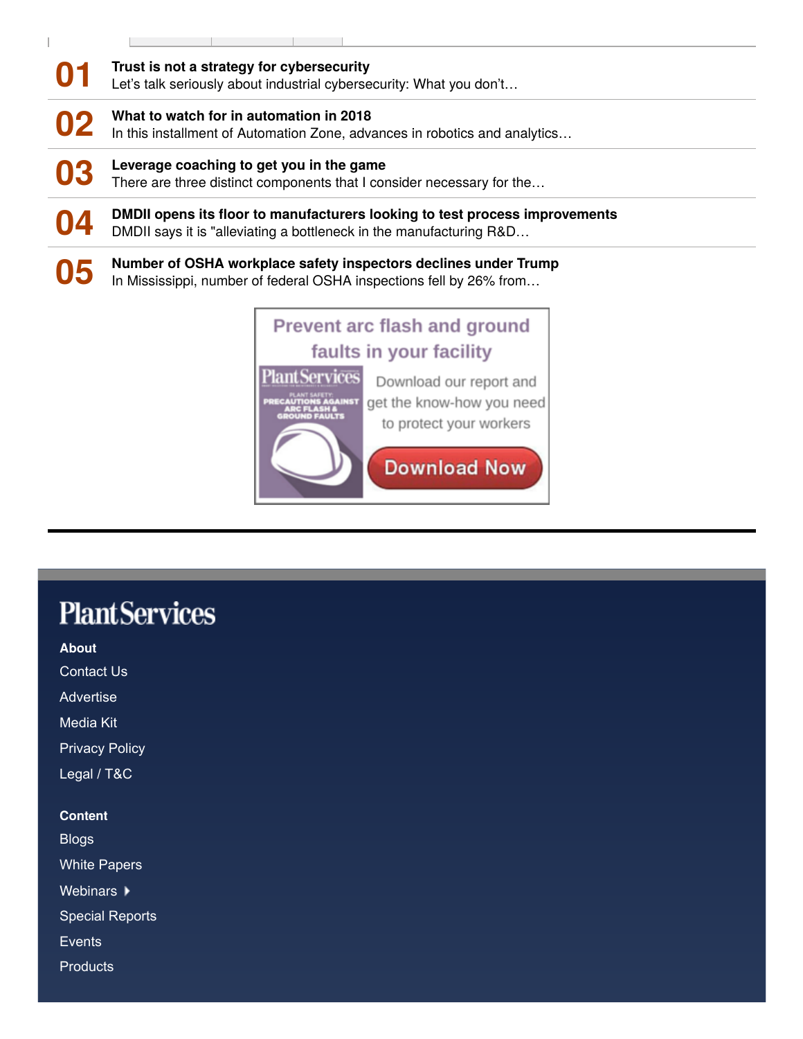**01** **Trust is not a strategy for cybersecurity**
Let's talk seriously about industrial cybersecurity: What you don't…

**02** **What to watch for in automation in 2018**
In this installment of Automation Zone, advances in robotics and analytics…

**03** **Leverage coaching to get you in the game**
There are three distinct components that I consider necessary for the…

**04** **DMDII opens its floor to manufacturers looking to test process improvements**
DMDII says it is "alleviating a bottleneck in the manufacturing R&D…

**05** **Number of OSHA workplace safety inspectors declines under Trump**
In Mississippi, number of federal OSHA inspections fell by 26% from…

Prevent arc flash and ground faults in your facility

Download our report and get the know-how you need to protect your workers

Download Now

PlantServices

**About**

- Contact Us
- Advertise
- Media Kit
- Privacy Policy
- Legal / T&C

**Content**

- Blogs
- White Papers
- Webinars
- Special Reports
- Events
- Products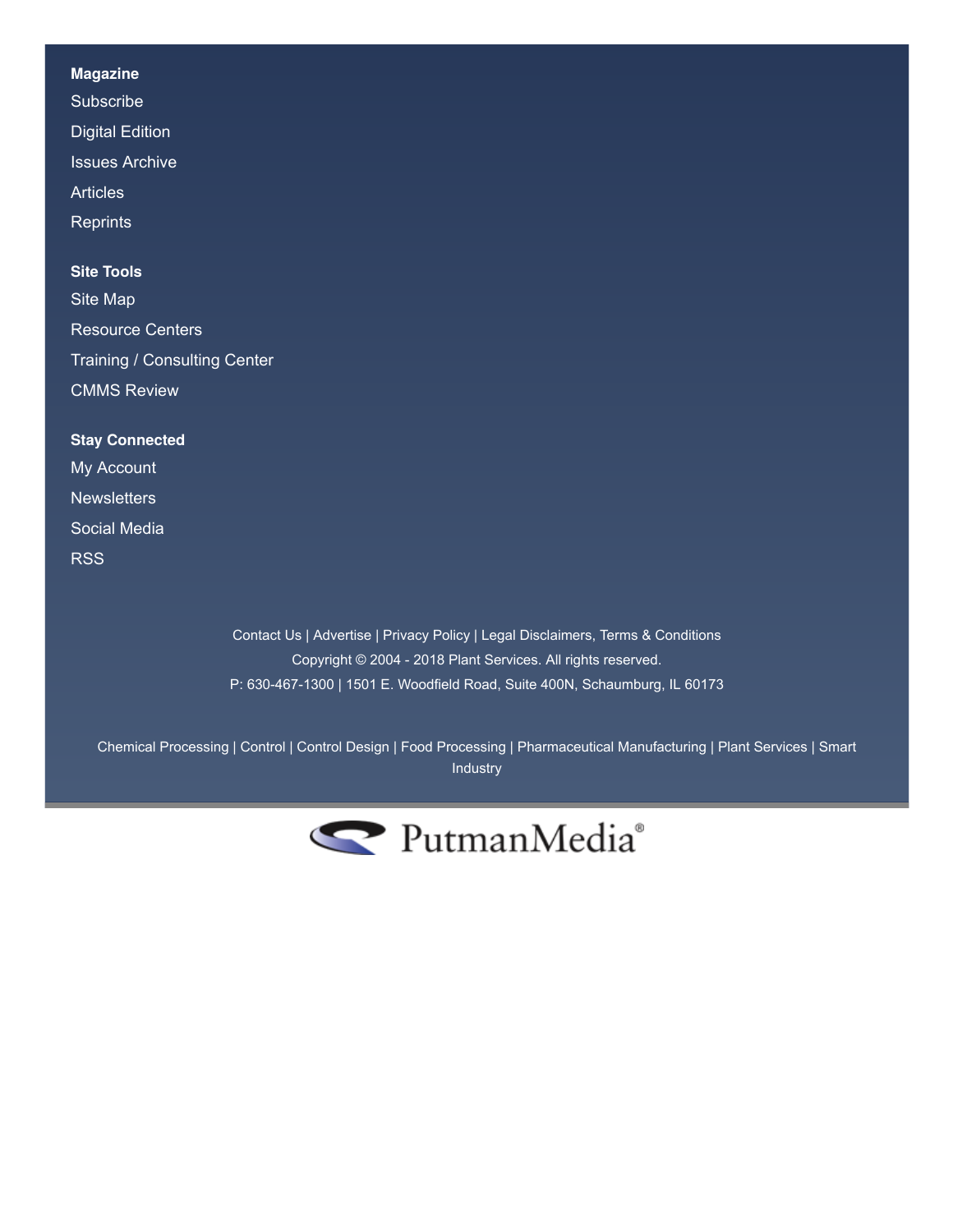**Magazine**

Subscribe

Digital Edition

Issues Archive

Articles

Reprints

**Site Tools**

Site Map

Resource Centers

Training / Consulting Center

CMMS Review

**Stay Connected**

My Account

Newsletters

Social Media

RSS

Contact Us | Advertise | Privacy Policy | Legal Disclaimers, Terms & Conditions

Copyright © 2004 - 2018 Plant Services. All rights reserved.

P: 630-467-1300 | 1501 E. Woodfield Road, Suite 400N, Schaumburg, IL 60173

Chemical Processing | Control | Control Design | Food Processing | Pharmaceutical Manufacturing | Plant Services | Smart Industry

PutmanMedia®